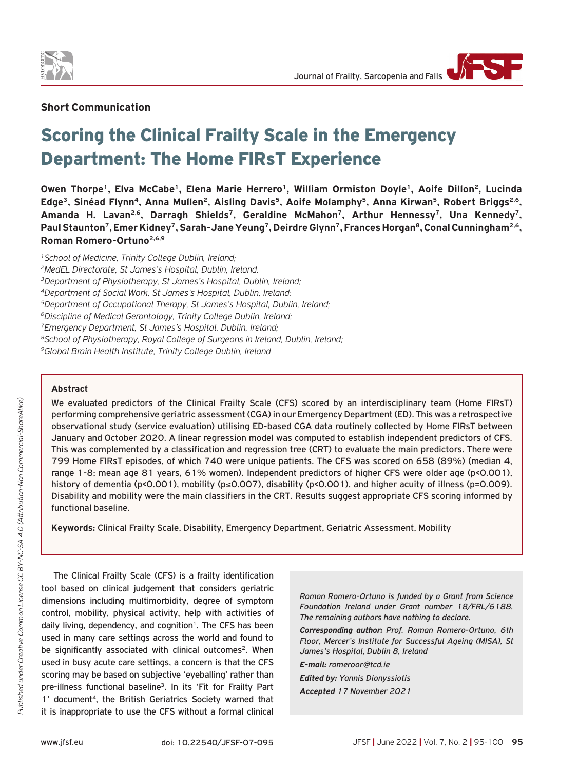**Short Communication**

# Scoring the Clinical Frailty Scale in the Emergency Department: The Home FIRsT Experience

**Owen Thorpe[1], Elva McCabe[1], Elena Marie Herrero[1], William Ormiston Doyle[1], Aoife Dillon[2], Lucinda Edge[3], Sinéad Flynn[4], Anna Mullen[2], Aisling Davis[5], Aoife Molamphy[5], Anna Kirwan[5], Robert Briggs[2,6], Amanda H. Lavan[2,6], Darragh Shields[7], Geraldine McMahon[7], Arthur Hennessy[7], Una Kennedy[7], Paul Staunton[7], Emer Kidney[7], Sarah-Jane Yeung[7], Deirdre Glynn[7], Frances Horgan[8], Conal Cunningham[2,6], Roman Romero-Ortuno[2,6,9]**

*[1]School of Medicine, Trinity College Dublin, Ireland;*
*[2]MedEL Directorate, St James's Hospital, Dublin, Ireland.*
*[3]Department of Physiotherapy, St James's Hospital, Dublin, Ireland;*
*[4]Department of Social Work, St James's Hospital, Dublin, Ireland;*
*[5]Department of Occupational Therapy, St James's Hospital, Dublin, Ireland;*
*[6]Discipline of Medical Gerontology, Trinity College Dublin, Ireland;*
*[7]Emergency Department, St James's Hospital, Dublin, Ireland;*
*[8]School of Physiotherapy, Royal College of Surgeons in Ireland, Dublin, Ireland;*
*[9]Global Brain Health Institute, Trinity College Dublin, Ireland*

### Abstract

We evaluated predictors of the Clinical Frailty Scale (CFS) scored by an interdisciplinary team (Home FIRsT) performing comprehensive geriatric assessment (CGA) in our Emergency Department (ED). This was a retrospective observational study (service evaluation) utilising ED-based CGA data routinely collected by Home FIRsT between January and October 2020. A linear regression model was computed to establish independent predictors of CFS. This was complemented by a classification and regression tree (CRT) to evaluate the main predictors. There were 799 Home FIRsT episodes, of which 740 were unique patients. The CFS was scored on 658 (89%) (median 4, range 1-8; mean age 81 years, 61% women). Independent predictors of higher CFS were older age ($p<0.001$), history of dementia ($p<0.001$), mobility ($p\leq0.007$), disability ($p<0.001$), and higher acuity of illness ($p=0.009$). Disability and mobility were the main classifiers in the CRT. Results suggest appropriate CFS scoring informed by functional baseline.

**Keywords:** Clinical Frailty Scale, Disability, Emergency Department, Geriatric Assessment, Mobility

*Roman Romero-Ortuno is funded by a Grant from Science Foundation Ireland under Grant number 18/FRL/6188. The remaining authors have nothing to declare.*

***Corresponding author:** Prof. Roman Romero-Ortuno, 6th Floor, Mercer's Institute for Successful Ageing (MISA), St James's Hospital, Dublin 8, Ireland*

***E-mail:** romeroor@tcd.ie*

***Edited by:** Yannis Dionyssiotis*

***Accepted** 17 November 2021*

The Clinical Frailty Scale (CFS) is a frailty identification tool based on clinical judgement that considers geriatric dimensions including multimorbidity, degree of symptom control, mobility, physical activity, help with activities of daily living, dependency, and cognition[1]. The CFS has been used in many care settings across the world and found to be significantly associated with clinical outcomes[2]. When used in busy acute care settings, a concern is that the CFS scoring may be based on subjective 'eyeballing' rather than pre-illness functional baseline[3]. In its 'Fit for Frailty Part 1' document[4], the British Geriatrics Society warned that it is inappropriate to use the CFS without a formal clinical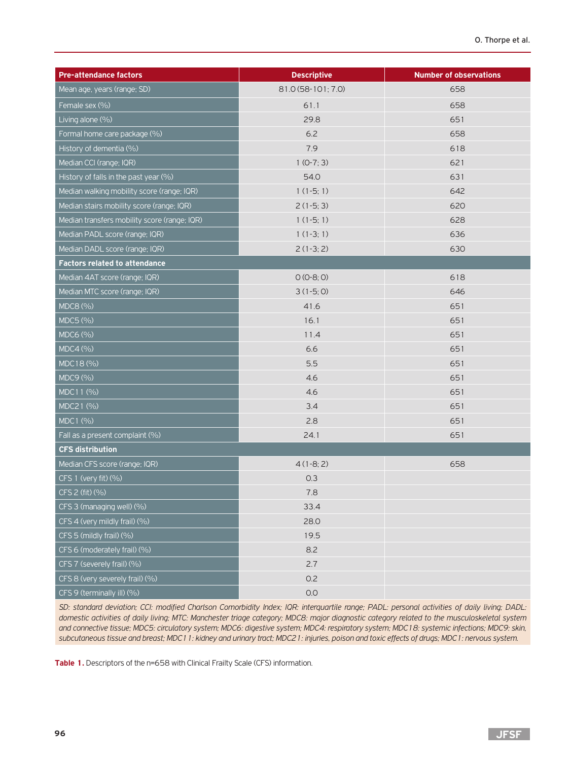| Pre-attendance factors | Descriptive | Number of observations |
|---|---|---|
| Mean age, years (range; SD) | 81.0 (58-101; 7.0) | 658 |
| Female sex (%) | 61.1 | 658 |
| Living alone (%) | 29.8 | 651 |
| Formal home care package (%) | 6.2 | 658 |
| History of dementia (%) | 7.9 | 618 |
| Median CCI (range; IQR) | 1 (0-7; 3) | 621 |
| History of falls in the past year (%) | 54.0 | 631 |
| Median walking mobility score (range; IQR) | 1 (1-5; 1) | 642 |
| Median stairs mobility score (range; IQR) | 2 (1-5; 3) | 620 |
| Median transfers mobility score (range; IQR) | 1 (1-5; 1) | 628 |
| Median PADL score (range; IQR) | 1 (1-3; 1) | 636 |
| Median DADL score (range; IQR) | 2 (1-3; 2) | 630 |
| **Factors related to attendance** | | |
| Median 4AT score (range; IQR) | 0 (0-8; 0) | 618 |
| Median MTC score (range; IQR) | 3 (1-5; 0) | 646 |
| MDC8 (%) | 41.6 | 651 |
| MDC5 (%) | 16.1 | 651 |
| MDC6 (%) | 11.4 | 651 |
| MDC4 (%) | 6.6 | 651 |
| MDC18 (%) | 5.5 | 651 |
| MDC9 (%) | 4.6 | 651 |
| MDC11 (%) | 4.6 | 651 |
| MDC21 (%) | 3.4 | 651 |
| MDC1 (%) | 2.8 | 651 |
| Fall as a present complaint (%) | 24.1 | 651 |
| **CFS distribution** | | |
| Median CFS score (range; IQR) | 4 (1-8; 2) | 658 |
| CFS 1 (very fit) (%) | 0.3 | |
| CFS 2 (fit) (%) | 7.8 | |
| CFS 3 (managing well) (%) | 33.4 | |
| CFS 4 (very mildly frail) (%) | 28.0 | |
| CFS 5 (mildly frail) (%) | 19.5 | |
| CFS 6 (moderately frail) (%) | 8.2 | |
| CFS 7 (severely frail) (%) | 2.7 | |
| CFS 8 (very severely frail) (%) | 0.2 | |
| CFS 9 (terminally ill) (%) | 0.0 | |

*SD: standard deviation; CCI: modified Charlson Comorbidity Index; IQR: interquartile range; PADL: personal activities of daily living; DADL: domestic activities of daily living; MTC: Manchester triage category; MDC8: major diagnostic category related to the musculoskeletal system and connective tissue; MDC5: circulatory system; MDC6: digestive system; MDC4: respiratory system; MDC18: systemic infections; MDC9: skin, subcutaneous tissue and breast; MDC11: kidney and urinary tract; MDC21: injuries, poison and toxic effects of drugs; MDC1: nervous system.*

**Table 1.** Descriptors of the n=658 with Clinical Frailty Scale (CFS) information.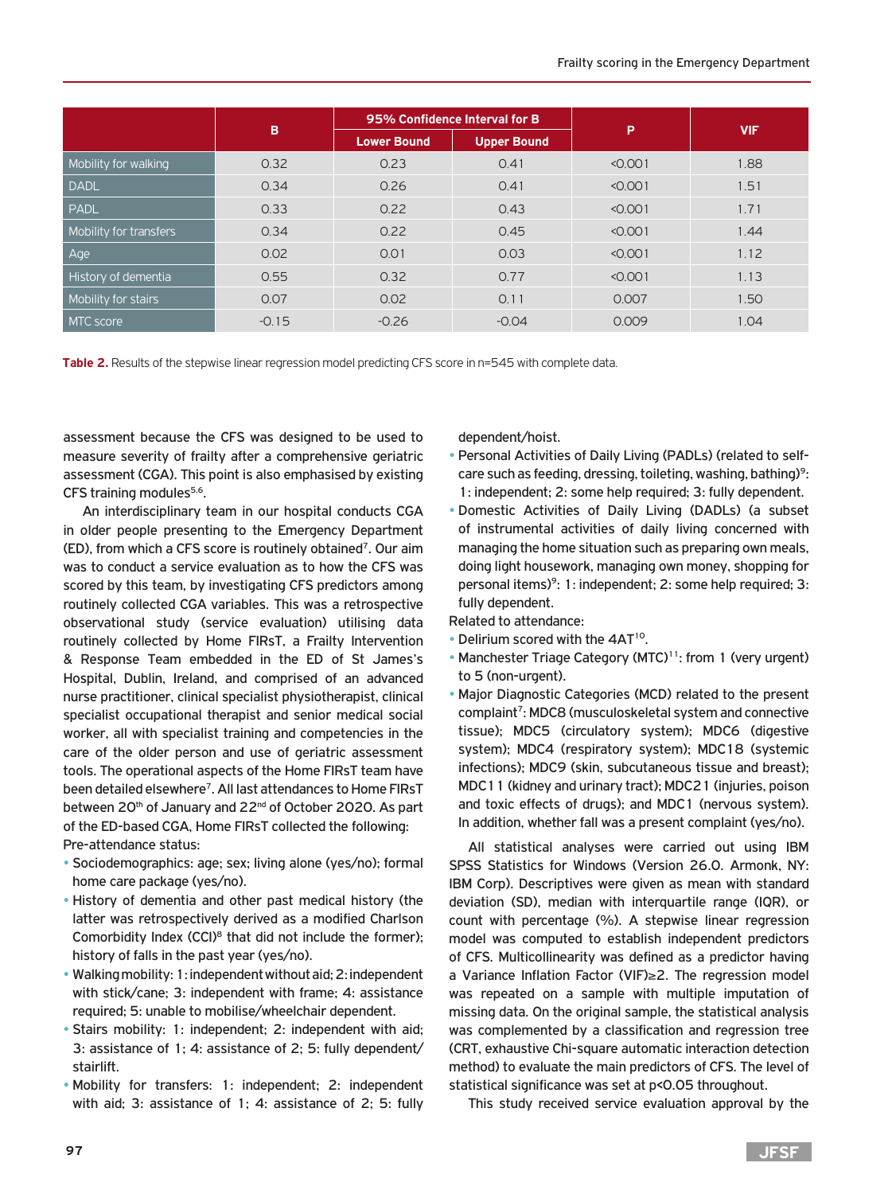| | B | 95% Confidence Interval for B | | P | VIF |
|---|---|---|---|---|---|
| | | Lower Bound | Upper Bound | | |
| Mobility for walking | 0.32 | 0.23 | 0.41 | <0.001 | 1.88 |
| DADL | 0.34 | 0.26 | 0.41 | <0.001 | 1.51 |
| PADL | 0.33 | 0.22 | 0.43 | <0.001 | 1.71 |
| Mobility for transfers | 0.34 | 0.22 | 0.45 | <0.001 | 1.44 |
| Age | 0.02 | 0.01 | 0.03 | <0.001 | 1.12 |
| History of dementia | 0.55 | 0.32 | 0.77 | <0.001 | 1.13 |
| Mobility for stairs | 0.07 | 0.02 | 0.11 | 0.007 | 1.50 |
| MTC score | -0.15 | -0.26 | -0.04 | 0.009 | 1.04 |

**Table 2.** Results of the stepwise linear regression model predicting CFS score in n=545 with complete data.

assessment because the CFS was designed to be used to measure severity of frailty after a comprehensive geriatric assessment (CGA). This point is also emphasised by existing CFS training modules[5,6].

An interdisciplinary team in our hospital conducts CGA in older people presenting to the Emergency Department (ED), from which a CFS score is routinely obtained[7]. Our aim was to conduct a service evaluation as to how the CFS was scored by this team, by investigating CFS predictors among routinely collected CGA variables. This was a retrospective observational study (service evaluation) utilising data routinely collected by Home FIRsT, a Frailty Intervention & Response Team embedded in the ED of St James's Hospital, Dublin, Ireland, and comprised of an advanced nurse practitioner, clinical specialist physiotherapist, clinical specialist occupational therapist and senior medical social worker, all with specialist training and competencies in the care of the older person and use of geriatric assessment tools. The operational aspects of the Home FIRsT team have been detailed elsewhere[7]. All last attendances to Home FIRsT between 20th of January and 22nd of October 2020. As part of the ED-based CGA, Home FIRsT collected the following:

Pre-attendance status:

- Sociodemographics: age; sex; living alone (yes/no); formal home care package (yes/no).
- History of dementia and other past medical history (the latter was retrospectively derived as a modified Charlson Comorbidity Index (CCI)[8] that did not include the former); history of falls in the past year (yes/no).
- Walking mobility: 1: independent without aid; 2: independent with stick/cane; 3: independent with frame; 4: assistance required; 5: unable to mobilise/wheelchair dependent.
- Stairs mobility: 1: independent; 2: independent with aid; 3: assistance of 1; 4: assistance of 2; 5: fully dependent/stairlift.
- Mobility for transfers: 1: independent; 2: independent with aid; 3: assistance of 1; 4: assistance of 2; 5: fully dependent/hoist.
- Personal Activities of Daily Living (PADLs) (related to self-care such as feeding, dressing, toileting, washing, bathing)[9]: 1: independent; 2: some help required; 3: fully dependent.
- Domestic Activities of Daily Living (DADLs) (a subset of instrumental activities of daily living concerned with managing the home situation such as preparing own meals, doing light housework, managing own money, shopping for personal items)[9]: 1: independent; 2: some help required; 3: fully dependent.

Related to attendance:

- Delirium scored with the 4AT[10].
- Manchester Triage Category (MTC)[11]: from 1 (very urgent) to 5 (non-urgent).
- Major Diagnostic Categories (MCD) related to the present complaint[7]: MDC8 (musculoskeletal system and connective tissue); MDC5 (circulatory system); MDC6 (digestive system); MDC4 (respiratory system); MDC18 (systemic infections); MDC9 (skin, subcutaneous tissue and breast); MDC11 (kidney and urinary tract); MDC21 (injuries, poison and toxic effects of drugs); and MDC1 (nervous system). In addition, whether fall was a present complaint (yes/no).

All statistical analyses were carried out using IBM SPSS Statistics for Windows (Version 26.0. Armonk, NY: IBM Corp). Descriptives were given as mean with standard deviation (SD), median with interquartile range (IQR), or count with percentage (%). A stepwise linear regression model was computed to establish independent predictors of CFS. Multicollinearity was defined as a predictor having a Variance Inflation Factor (VIF)≥2. The regression model was repeated on a sample with multiple imputation of missing data. On the original sample, the statistical analysis was complemented by a classification and regression tree (CRT, exhaustive Chi-square automatic interaction detection method) to evaluate the main predictors of CFS. The level of statistical significance was set at $p<0.05$ throughout.

This study received service evaluation approval by the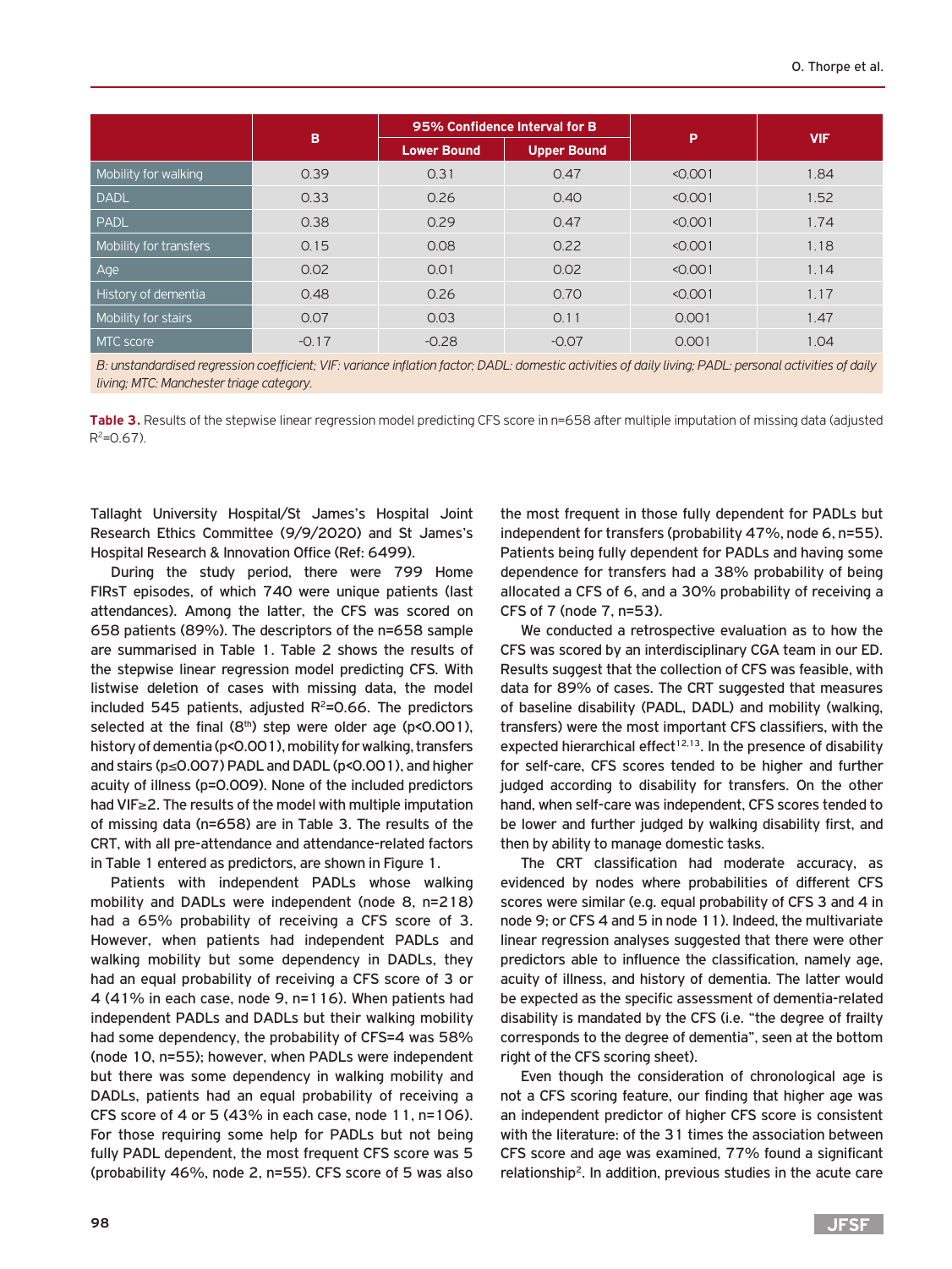| | B | 95% Confidence Interval for B | | P | VIF |
|---|---|---|---|---|---|
| | | Lower Bound | Upper Bound | | |
| Mobility for walking | 0.39 | 0.31 | 0.47 | <0.001 | 1.84 |
| DADL | 0.33 | 0.26 | 0.40 | <0.001 | 1.52 |
| PADL | 0.38 | 0.29 | 0.47 | <0.001 | 1.74 |
| Mobility for transfers | 0.15 | 0.08 | 0.22 | <0.001 | 1.18 |
| Age | 0.02 | 0.01 | 0.02 | <0.001 | 1.14 |
| History of dementia | 0.48 | 0.26 | 0.70 | <0.001 | 1.17 |
| Mobility for stairs | 0.07 | 0.03 | 0.11 | 0.001 | 1.47 |
| MTC score | -0.17 | -0.28 | -0.07 | 0.001 | 1.04 |

*B: unstandardised regression coefficient; VIF: variance inflation factor; DADL: domestic activities of daily living; PADL: personal activities of daily living; MTC: Manchester triage category.*

**Table 3.** Results of the stepwise linear regression model predicting CFS score in n=658 after multiple imputation of missing data (adjusted $R^2$=0.67).

Tallaght University Hospital/St James's Hospital Joint Research Ethics Committee (9/9/2020) and St James's Hospital Research & Innovation Office (Ref: 6499).

During the study period, there were 799 Home FIRsT episodes, of which 740 were unique patients (last attendances). Among the latter, the CFS was scored on 658 patients (89%). The descriptors of the n=658 sample are summarised in Table 1. Table 2 shows the results of the stepwise linear regression model predicting CFS. With listwise deletion of cases with missing data, the model included 545 patients, adjusted $R^2$=0.66. The predictors selected at the final (8th) step were older age ($p<0.001$), history of dementia ($p<0.001$), mobility for walking, transfers and stairs ($p\leq0.007$) PADL and DADL ($p<0.001$), and higher acuity of illness ($p=0.009$). None of the included predictors had VIF≥2. The results of the model with multiple imputation of missing data (n=658) are in Table 3. The results of the CRT, with all pre-attendance and attendance-related factors in Table 1 entered as predictors, are shown in Figure 1.

Patients with independent PADLs whose walking mobility and DADLs were independent (node 8, n=218) had a 65% probability of receiving a CFS score of 3. However, when patients had independent PADLs and walking mobility but some dependency in DADLs, they had an equal probability of receiving a CFS score of 3 or 4 (41% in each case, node 9, n=116). When patients had independent PADLs and DADLs but their walking mobility had some dependency, the probability of CFS=4 was 58% (node 10, n=55); however, when PADLs were independent but there was some dependency in walking mobility and DADLs, patients had an equal probability of receiving a CFS score of 4 or 5 (43% in each case, node 11, n=106). For those requiring some help for PADLs but not being fully PADL dependent, the most frequent CFS score was 5 (probability 46%, node 2, n=55). CFS score of 5 was also the most frequent in those fully dependent for PADLs but independent for transfers (probability 47%, node 6, n=55). Patients being fully dependent for PADLs and having some dependence for transfers had a 38% probability of being allocated a CFS of 6, and a 30% probability of receiving a CFS of 7 (node 7, n=53).

We conducted a retrospective evaluation as to how the CFS was scored by an interdisciplinary CGA team in our ED. Results suggest that the collection of CFS was feasible, with data for 89% of cases. The CRT suggested that measures of baseline disability (PADL, DADL) and mobility (walking, transfers) were the most important CFS classifiers, with the expected hierarchical effect[12,13]. In the presence of disability for self-care, CFS scores tended to be higher and further judged according to disability for transfers. On the other hand, when self-care was independent, CFS scores tended to be lower and further judged by walking disability first, and then by ability to manage domestic tasks.

The CRT classification had moderate accuracy, as evidenced by nodes where probabilities of different CFS scores were similar (e.g. equal probability of CFS 3 and 4 in node 9; or CFS 4 and 5 in node 11). Indeed, the multivariate linear regression analyses suggested that there were other predictors able to influence the classification, namely age, acuity of illness, and history of dementia. The latter would be expected as the specific assessment of dementia-related disability is mandated by the CFS (i.e. "the degree of frailty corresponds to the degree of dementia", seen at the bottom right of the CFS scoring sheet).

Even though the consideration of chronological age is not a CFS scoring feature, our finding that higher age was an independent predictor of higher CFS score is consistent with the literature: of the 31 times the association between CFS score and age was examined, 77% found a significant relationship[2]. In addition, previous studies in the acute care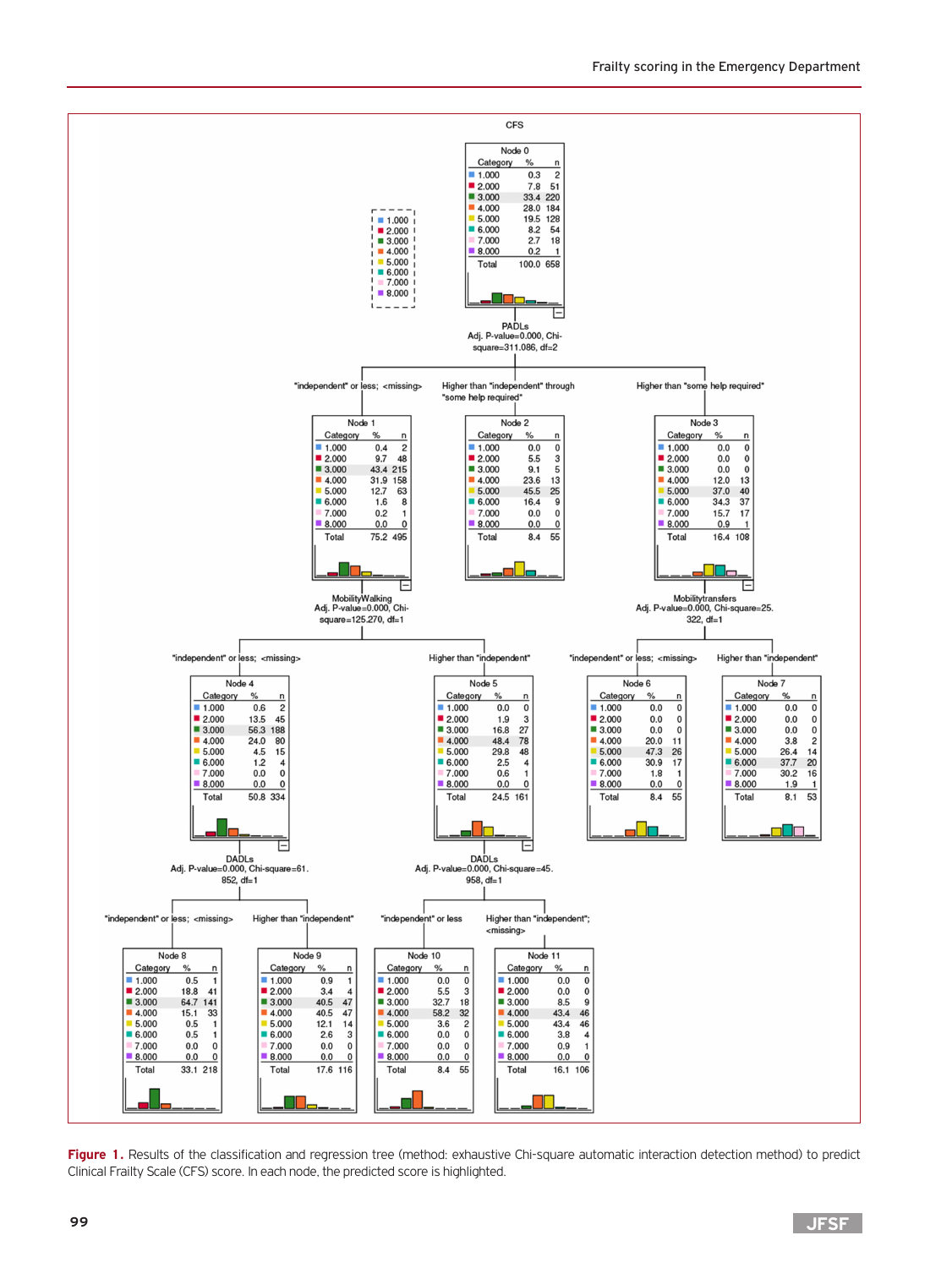CFS

**Node 0**

| Category | % | n |
|---|---|---|
| 1.000 | 0.3 | 2 |
| 2.000 | 7.8 | 51 |
| 3.000 | 33.4 | 220 |
| 4.000 | 28.0 | 184 |
| 5.000 | 19.5 | 128 |
| 6.000 | 8.2 | 54 |
| 7.000 | 2.7 | 18 |
| 8.000 | 0.2 | 1 |
| Total | 100.0 | 658 |

PADLs
Adj. P-value=0.000, Chi-square=311.086, df=2

"independent" or less; <missing> → **Node 1**

| Category | % | n |
|---|---|---|
| 1.000 | 0.4 | 2 |
| 2.000 | 9.7 | 48 |
| 3.000 | 43.4 | 215 |
| 4.000 | 31.9 | 158 |
| 5.000 | 12.7 | 63 |
| 6.000 | 1.6 | 8 |
| 7.000 | 0.2 | 1 |
| 8.000 | 0.0 | 0 |
| Total | 75.2 | 495 |

Higher than "independent" through "some help required" → **Node 2**

| Category | % | n |
|---|---|---|
| 1.000 | 0.0 | 0 |
| 2.000 | 5.5 | 3 |
| 3.000 | 9.1 | 5 |
| 4.000 | 23.6 | 13 |
| 5.000 | 45.5 | 25 |
| 6.000 | 16.4 | 9 |
| 7.000 | 0.0 | 0 |
| 8.000 | 0.0 | 0 |
| Total | 8.4 | 55 |

Higher than "some help required" → **Node 3**

| Category | % | n |
|---|---|---|
| 1.000 | 0.0 | 0 |
| 2.000 | 0.0 | 0 |
| 3.000 | 0.0 | 0 |
| 4.000 | 12.0 | 13 |
| 5.000 | 37.0 | 40 |
| 6.000 | 34.3 | 37 |
| 7.000 | 15.7 | 17 |
| 8.000 | 0.9 | 1 |
| Total | 16.4 | 108 |

Node 1 split: MobilityWalking
Adj. P-value=0.000, Chi-square=125.270, df=1

"independent" or less; <missing> → **Node 4**

| Category | % | n |
|---|---|---|
| 1.000 | 0.6 | 2 |
| 2.000 | 13.5 | 45 |
| 3.000 | 56.3 | 188 |
| 4.000 | 24.0 | 80 |
| 5.000 | 4.5 | 15 |
| 6.000 | 1.2 | 4 |
| 7.000 | 0.0 | 0 |
| 8.000 | 0.0 | 0 |
| Total | 50.8 | 334 |

Higher than "independent" → **Node 5**

| Category | % | n |
|---|---|---|
| 1.000 | 0.0 | 0 |
| 2.000 | 1.9 | 3 |
| 3.000 | 16.8 | 27 |
| 4.000 | 48.4 | 78 |
| 5.000 | 29.8 | 48 |
| 6.000 | 2.5 | 4 |
| 7.000 | 0.6 | 1 |
| 8.000 | 0.0 | 0 |
| Total | 24.5 | 161 |

Node 3 split: Mobilitytransfers
Adj. P-value=0.000, Chi-square=25.322, df=1

"independent" or less; <missing> → **Node 6**

| Category | % | n |
|---|---|---|
| 1.000 | 0.0 | 0 |
| 2.000 | 0.0 | 0 |
| 3.000 | 0.0 | 0 |
| 4.000 | 20.0 | 11 |
| 5.000 | 47.3 | 26 |
| 6.000 | 30.9 | 17 |
| 7.000 | 1.8 | 1 |
| 8.000 | 0.0 | 0 |
| Total | 8.4 | 55 |

Higher than "independent" → **Node 7**

| Category | % | n |
|---|---|---|
| 1.000 | 0.0 | 0 |
| 2.000 | 0.0 | 0 |
| 3.000 | 0.0 | 0 |
| 4.000 | 3.8 | 2 |
| 5.000 | 26.4 | 14 |
| 6.000 | 37.7 | 20 |
| 7.000 | 30.2 | 16 |
| 8.000 | 1.9 | 1 |
| Total | 8.1 | 53 |

Node 4 split: DADLs
Adj. P-value=0.000, Chi-square=61.852, df=1

"independent" or less; <missing> → **Node 8**

| Category | % | n |
|---|---|---|
| 1.000 | 0.5 | 1 |
| 2.000 | 18.8 | 41 |
| 3.000 | 64.7 | 141 |
| 4.000 | 15.1 | 33 |
| 5.000 | 0.5 | 1 |
| 6.000 | 0.5 | 1 |
| 7.000 | 0.0 | 0 |
| 8.000 | 0.0 | 0 |
| Total | 33.1 | 218 |

Higher than "independent" → **Node 9**

| Category | % | n |
|---|---|---|
| 1.000 | 0.9 | 1 |
| 2.000 | 3.4 | 4 |
| 3.000 | 40.5 | 47 |
| 4.000 | 40.5 | 47 |
| 5.000 | 12.1 | 14 |
| 6.000 | 2.6 | 3 |
| 7.000 | 0.0 | 0 |
| 8.000 | 0.0 | 0 |
| Total | 17.6 | 116 |

Node 5 split: DADLs
Adj. P-value=0.000, Chi-square=45.958, df=1

"independent" or less → **Node 10**

| Category | % | n |
|---|---|---|
| 1.000 | 0.0 | 0 |
| 2.000 | 5.5 | 3 |
| 3.000 | 32.7 | 18 |
| 4.000 | 58.2 | 32 |
| 5.000 | 3.6 | 2 |
| 6.000 | 0.0 | 0 |
| 7.000 | 0.0 | 0 |
| 8.000 | 0.0 | 0 |
| Total | 8.4 | 55 |

Higher than "independent"; <missing> → **Node 11**

| Category | % | n |
|---|---|---|
| 1.000 | 0.0 | 0 |
| 2.000 | 0.0 | 0 |
| 3.000 | 8.5 | 9 |
| 4.000 | 43.4 | 46 |
| 5.000 | 43.4 | 46 |
| 6.000 | 3.8 | 4 |
| 7.000 | 0.9 | 1 |
| 8.000 | 0.0 | 0 |
| Total | 16.1 | 106 |

**Figure 1.** Results of the classification and regression tree (method: exhaustive Chi-square automatic interaction detection method) to predict Clinical Frailty Scale (CFS) score. In each node, the predicted score is highlighted.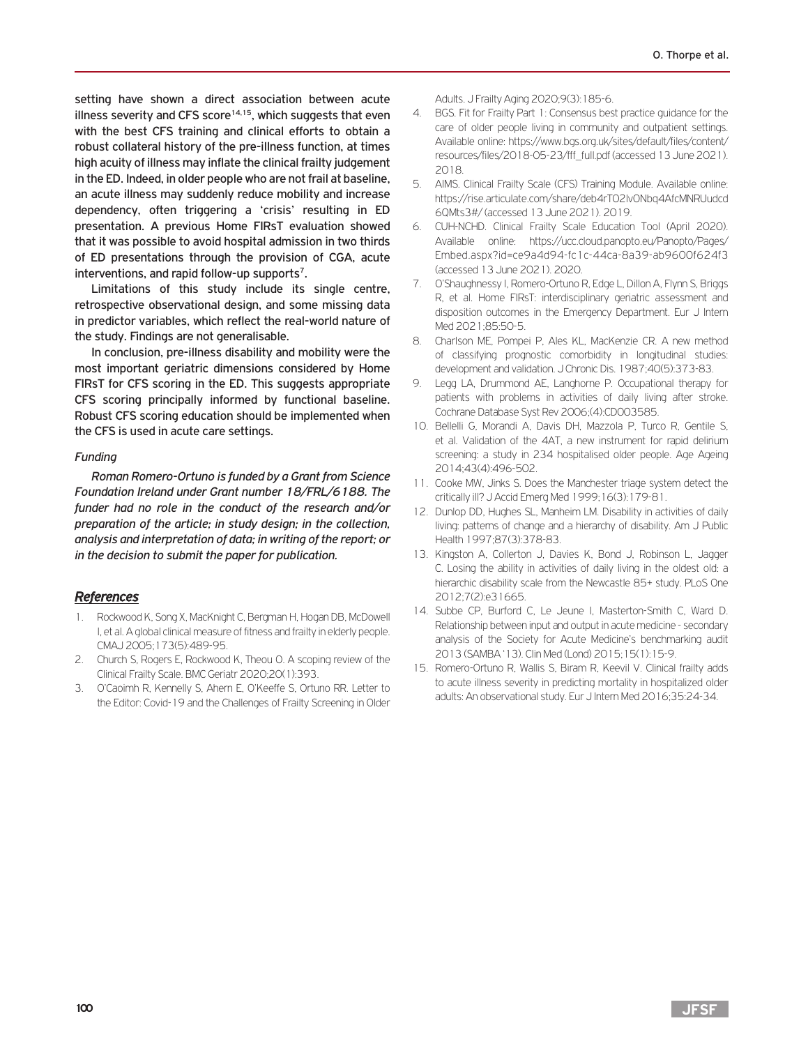setting have shown a direct association between acute illness severity and CFS score[14,15], which suggests that even with the best CFS training and clinical efforts to obtain a robust collateral history of the pre-illness function, at times high acuity of illness may inflate the clinical frailty judgement in the ED. Indeed, in older people who are not frail at baseline, an acute illness may suddenly reduce mobility and increase dependency, often triggering a 'crisis' resulting in ED presentation. A previous Home FIRsT evaluation showed that it was possible to avoid hospital admission in two thirds of ED presentations through the provision of CGA, acute interventions, and rapid follow-up supports[7].

Limitations of this study include its single centre, retrospective observational design, and some missing data in predictor variables, which reflect the real-world nature of the study. Findings are not generalisable.

In conclusion, pre-illness disability and mobility were the most important geriatric dimensions considered by Home FIRsT for CFS scoring in the ED. This suggests appropriate CFS scoring principally informed by functional baseline. Robust CFS scoring education should be implemented when the CFS is used in acute care settings.

#### *Funding*

*Roman Romero-Ortuno is funded by a Grant from Science Foundation Ireland under Grant number 18/FRL/6188. The funder had no role in the conduct of the research and/or preparation of the article; in study design; in the collection, analysis and interpretation of data; in writing of the report; or in the decision to submit the paper for publication.*

## References

1. Rockwood K, Song X, MacKnight C, Bergman H, Hogan DB, McDowell I, et al. A global clinical measure of fitness and frailty in elderly people. CMAJ 2005;173(5):489-95.
2. Church S, Rogers E, Rockwood K, Theou O. A scoping review of the Clinical Frailty Scale. BMC Geriatr 2020;20(1):393.
3. O'Caoimh R, Kennelly S, Ahern E, O'Keeffe S, Ortuno RR. Letter to the Editor: Covid-19 and the Challenges of Frailty Screening in Older Adults. J Frailty Aging 2020;9(3):185-6.
4. BGS. Fit for Frailty Part 1: Consensus best practice guidance for the care of older people living in community and outpatient settings. Available online: https://www.bgs.org.uk/sites/default/files/content/resources/files/2018-05-23/fff_full.pdf (accessed 13 June 2021). 2018.
5. AIMS. Clinical Frailty Scale (CFS) Training Module. Available online: https://rise.articulate.com/share/deb4rT02lvONbq4AfcMNRUudcd6QMts3#/ (accessed 13 June 2021). 2019.
6. CUH-NCHD. Clinical Frailty Scale Education Tool (April 2020). Available online: https://ucc.cloud.panopto.eu/Panopto/Pages/Embed.aspx?id=ce9a4d94-fc1c-44ca-8a39-ab9600f624f3 (accessed 13 June 2021). 2020.
7. O'Shaughnessy I, Romero-Ortuno R, Edge L, Dillon A, Flynn S, Briggs R, et al. Home FIRsT: interdisciplinary geriatric assessment and disposition outcomes in the Emergency Department. Eur J Intern Med 2021;85:50-5.
8. Charlson ME, Pompei P, Ales KL, MacKenzie CR. A new method of classifying prognostic comorbidity in longitudinal studies: development and validation. J Chronic Dis. 1987;40(5):373-83.
9. Legg LA, Drummond AE, Langhorne P. Occupational therapy for patients with problems in activities of daily living after stroke. Cochrane Database Syst Rev 2006;(4):CD003585.
10. Bellelli G, Morandi A, Davis DH, Mazzola P, Turco R, Gentile S, et al. Validation of the 4AT, a new instrument for rapid delirium screening: a study in 234 hospitalised older people. Age Ageing 2014;43(4):496-502.
11. Cooke MW, Jinks S. Does the Manchester triage system detect the critically ill? J Accid Emerg Med 1999;16(3):179-81.
12. Dunlop DD, Hughes SL, Manheim LM. Disability in activities of daily living: patterns of change and a hierarchy of disability. Am J Public Health 1997;87(3):378-83.
13. Kingston A, Collerton J, Davies K, Bond J, Robinson L, Jagger C. Losing the ability in activities of daily living in the oldest old: a hierarchic disability scale from the Newcastle 85+ study. PLoS One 2012;7(2):e31665.
14. Subbe CP, Burford C, Le Jeune I, Masterton-Smith C, Ward D. Relationship between input and output in acute medicine - secondary analysis of the Society for Acute Medicine's benchmarking audit 2013 (SAMBA '13). Clin Med (Lond) 2015;15(1):15-9.
15. Romero-Ortuno R, Wallis S, Biram R, Keevil V. Clinical frailty adds to acute illness severity in predicting mortality in hospitalized older adults: An observational study. Eur J Intern Med 2016;35:24-34.